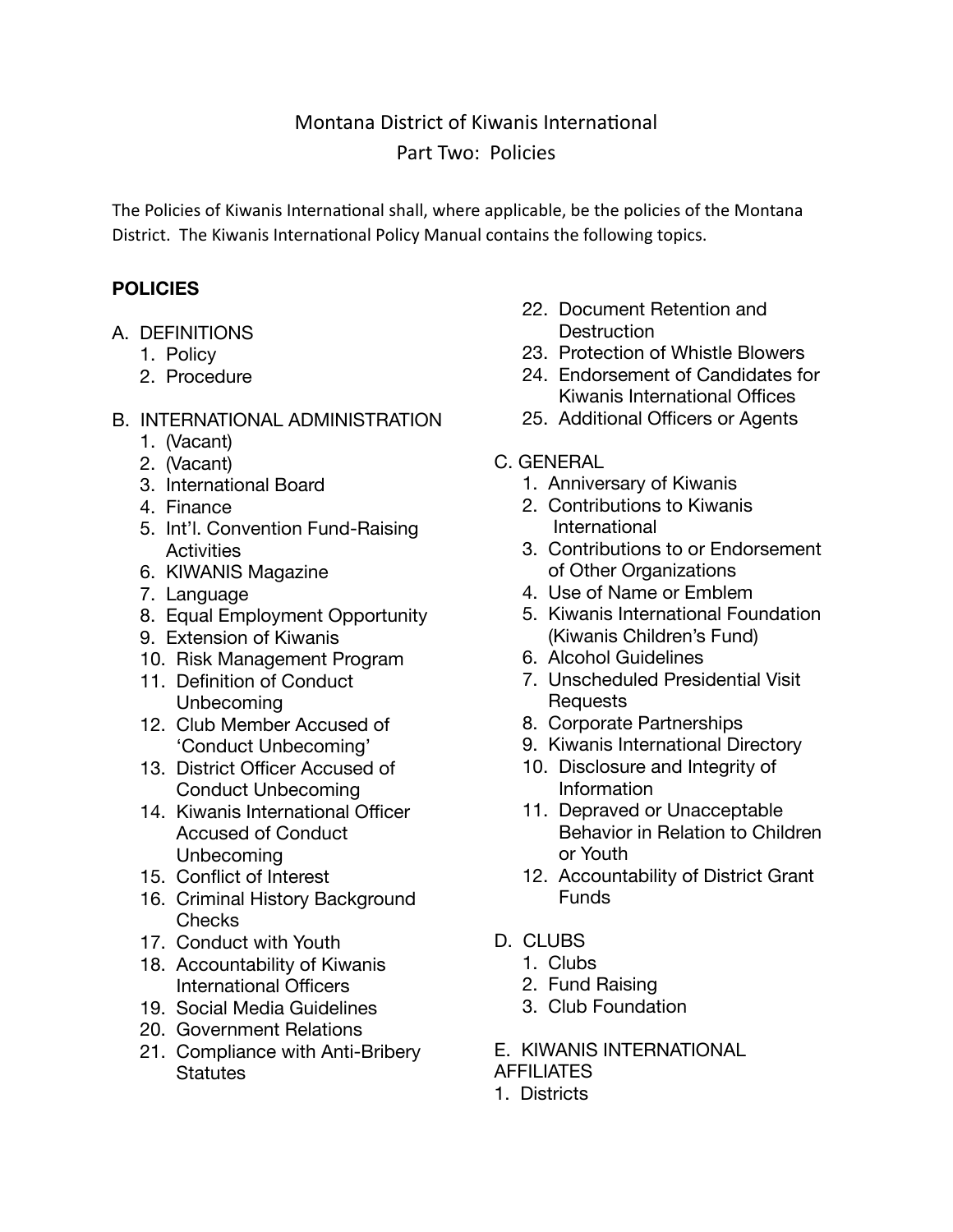# Montana District of Kiwanis International

## Part Two: Policies

The Policies of Kiwanis International shall, where applicable, be the policies of the Montana District. The Kiwanis International Policy Manual contains the following topics.

**POLICIES**

A. DEFINITIONS
   1. Policy
   2. Procedure

B. INTERNATIONAL ADMINISTRATION
   1. (Vacant)
   2. (Vacant)
   3. International Board
   4. Finance
   5. Int'l. Convention Fund-Raising Activities
   6. KIWANIS Magazine
   7. Language
   8. Equal Employment Opportunity
   9. Extension of Kiwanis
   10. Risk Management Program
   11. Definition of Conduct Unbecoming
   12. Club Member Accused of 'Conduct Unbecoming'
   13. District Officer Accused of Conduct Unbecoming
   14. Kiwanis International Officer Accused of Conduct Unbecoming
   15. Conflict of Interest
   16. Criminal History Background Checks
   17. Conduct with Youth
   18. Accountability of Kiwanis International Officers
   19. Social Media Guidelines
   20. Government Relations
   21. Compliance with Anti-Bribery Statutes
   22. Document Retention and Destruction
   23. Protection of Whistle Blowers
   24. Endorsement of Candidates for Kiwanis International Offices
   25. Additional Officers or Agents

C. GENERAL
   1. Anniversary of Kiwanis
   2. Contributions to Kiwanis International
   3. Contributions to or Endorsement of Other Organizations
   4. Use of Name or Emblem
   5. Kiwanis International Foundation (Kiwanis Children's Fund)
   6. Alcohol Guidelines
   7. Unscheduled Presidential Visit Requests
   8. Corporate Partnerships
   9. Kiwanis International Directory
   10. Disclosure and Integrity of Information
   11. Depraved or Unacceptable Behavior in Relation to Children or Youth
   12. Accountability of District Grant Funds

D. CLUBS
   1. Clubs
   2. Fund Raising
   3. Club Foundation

E. KIWANIS INTERNATIONAL AFFILIATES
   1. Districts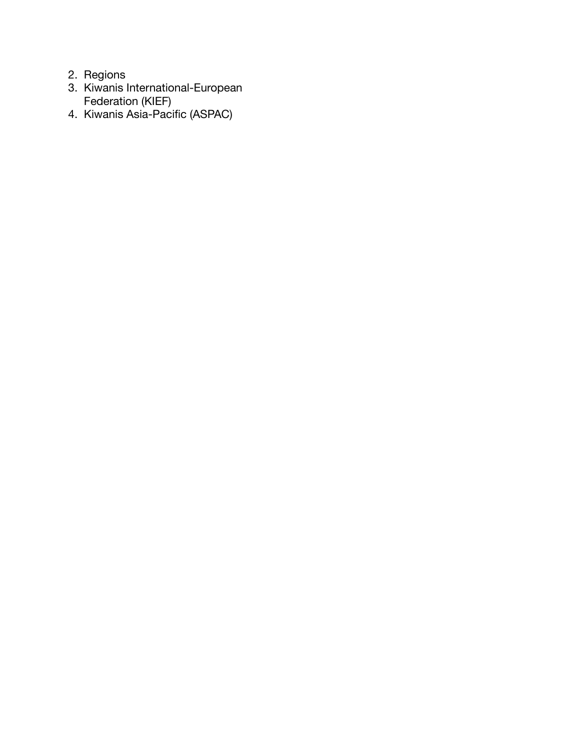2. Regions
3. Kiwanis International-European Federation (KIEF)
4. Kiwanis Asia-Pacific (ASPAC)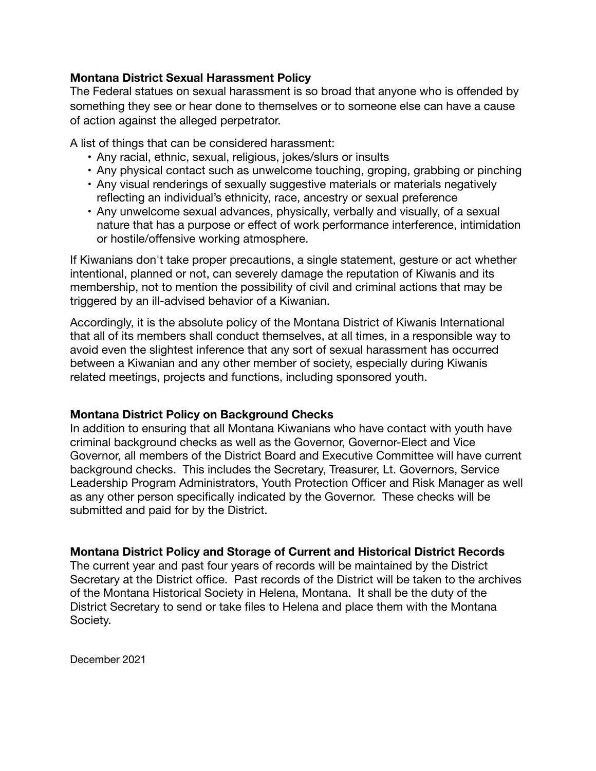**Montana District Sexual Harassment Policy**

The Federal statues on sexual harassment is so broad that anyone who is offended by something they see or hear done to themselves or to someone else can have a cause of action against the alleged perpetrator.

A list of things that can be considered harassment:

- Any racial, ethnic, sexual, religious, jokes/slurs or insults
- Any physical contact such as unwelcome touching, groping, grabbing or pinching
- Any visual renderings of sexually suggestive materials or materials negatively reflecting an individual's ethnicity, race, ancestry or sexual preference
- Any unwelcome sexual advances, physically, verbally and visually, of a sexual nature that has a purpose or effect of work performance interference, intimidation or hostile/offensive working atmosphere.

If Kiwanians don't take proper precautions, a single statement, gesture or act whether intentional, planned or not, can severely damage the reputation of Kiwanis and its membership, not to mention the possibility of civil and criminal actions that may be triggered by an ill-advised behavior of a Kiwanian.

Accordingly, it is the absolute policy of the Montana District of Kiwanis International that all of its members shall conduct themselves, at all times, in a responsible way to avoid even the slightest inference that any sort of sexual harassment has occurred between a Kiwanian and any other member of society, especially during Kiwanis related meetings, projects and functions, including sponsored youth.

**Montana District Policy on Background Checks**

In addition to ensuring that all Montana Kiwanians who have contact with youth have criminal background checks as well as the Governor, Governor-Elect and Vice Governor, all members of the District Board and Executive Committee will have current background checks. This includes the Secretary, Treasurer, Lt. Governors, Service Leadership Program Administrators, Youth Protection Officer and Risk Manager as well as any other person specifically indicated by the Governor. These checks will be submitted and paid for by the District.

**Montana District Policy and Storage of Current and Historical District Records**

The current year and past four years of records will be maintained by the District Secretary at the District office. Past records of the District will be taken to the archives of the Montana Historical Society in Helena, Montana. It shall be the duty of the District Secretary to send or take files to Helena and place them with the Montana Society.

December 2021